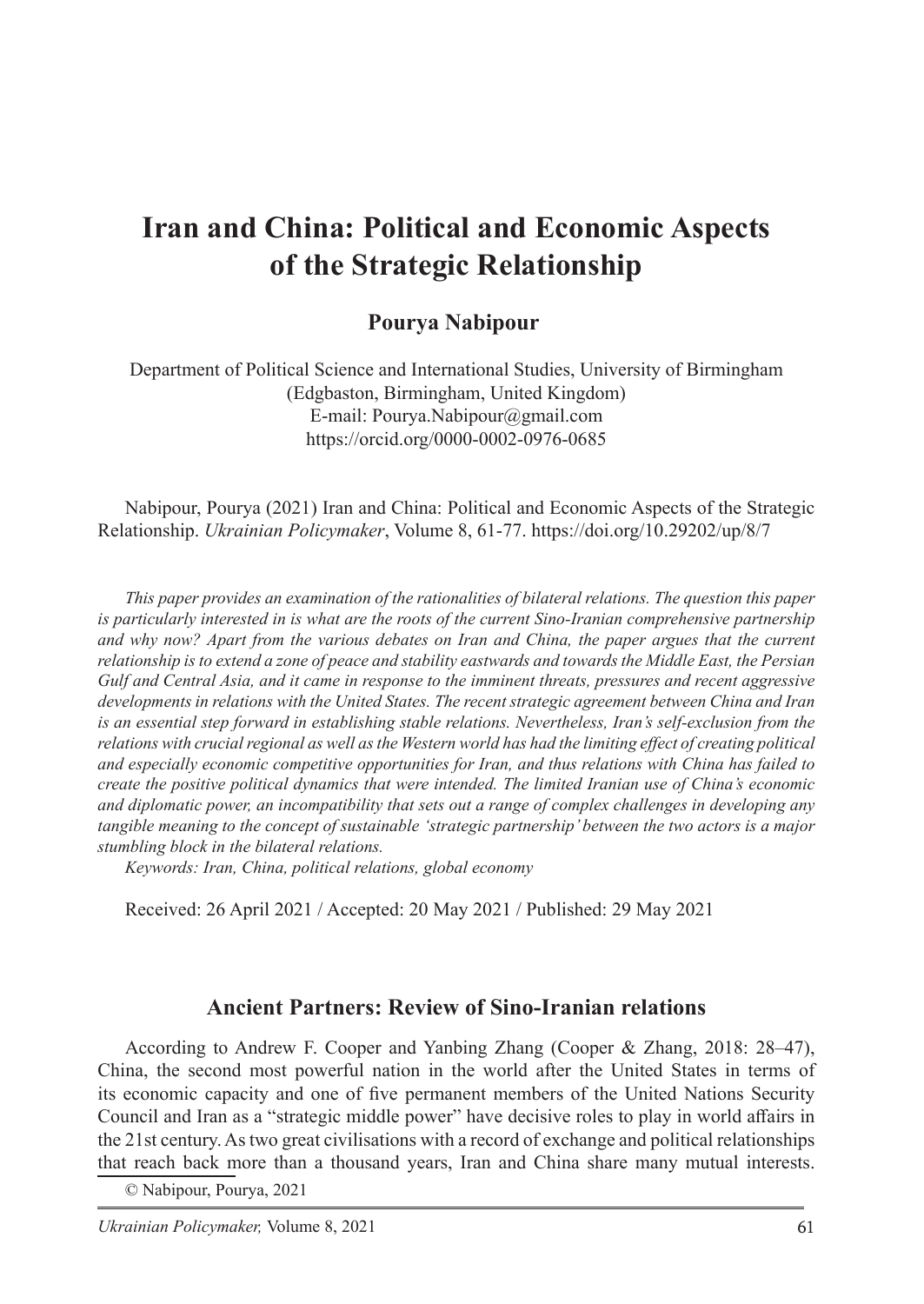# Iran and China: Political and Economic Aspects of the Strategic Relationship

**Pourya Nabipour**

Department of Political Science and International Studies, University of Birmingham (Edgbaston, Birmingham, United Kingdom)
E-mail: Pourya.Nabipour@gmail.com
https://orcid.org/0000-0002-0976-0685

Nabipour, Pourya (2021) Iran and China: Political and Economic Aspects of the Strategic Relationship. *Ukrainian Policymaker*, Volume 8, 61-77. https://doi.org/10.29202/up/8/7

*This paper provides an examination of the rationalities of bilateral relations. The question this paper is particularly interested in is what are the roots of the current Sino-Iranian comprehensive partnership and why now? Apart from the various debates on Iran and China, the paper argues that the current relationship is to extend a zone of peace and stability eastwards and towards the Middle East, the Persian Gulf and Central Asia, and it came in response to the imminent threats, pressures and recent aggressive developments in relations with the United States. The recent strategic agreement between China and Iran is an essential step forward in establishing stable relations. Nevertheless, Iran's self-exclusion from the relations with crucial regional as well as the Western world has had the limiting effect of creating political and especially economic competitive opportunities for Iran, and thus relations with China has failed to create the positive political dynamics that were intended. The limited Iranian use of China's economic and diplomatic power, an incompatibility that sets out a range of complex challenges in developing any tangible meaning to the concept of sustainable 'strategic partnership' between the two actors is a major stumbling block in the bilateral relations.*

*Keywords: Iran, China, political relations, global economy*

Received: 26 April 2021 / Accepted: 20 May 2021 / Published: 29 May 2021

## Ancient Partners: Review of Sino-Iranian relations

According to Andrew F. Cooper and Yanbing Zhang (Cooper & Zhang, 2018: 28–47), China, the second most powerful nation in the world after the United States in terms of its economic capacity and one of five permanent members of the United Nations Security Council and Iran as a "strategic middle power" have decisive roles to play in world affairs in the 21st century. As two great civilisations with a record of exchange and political relationships that reach back more than a thousand years, Iran and China share many mutual interests.

© Nabipour, Pourya, 2021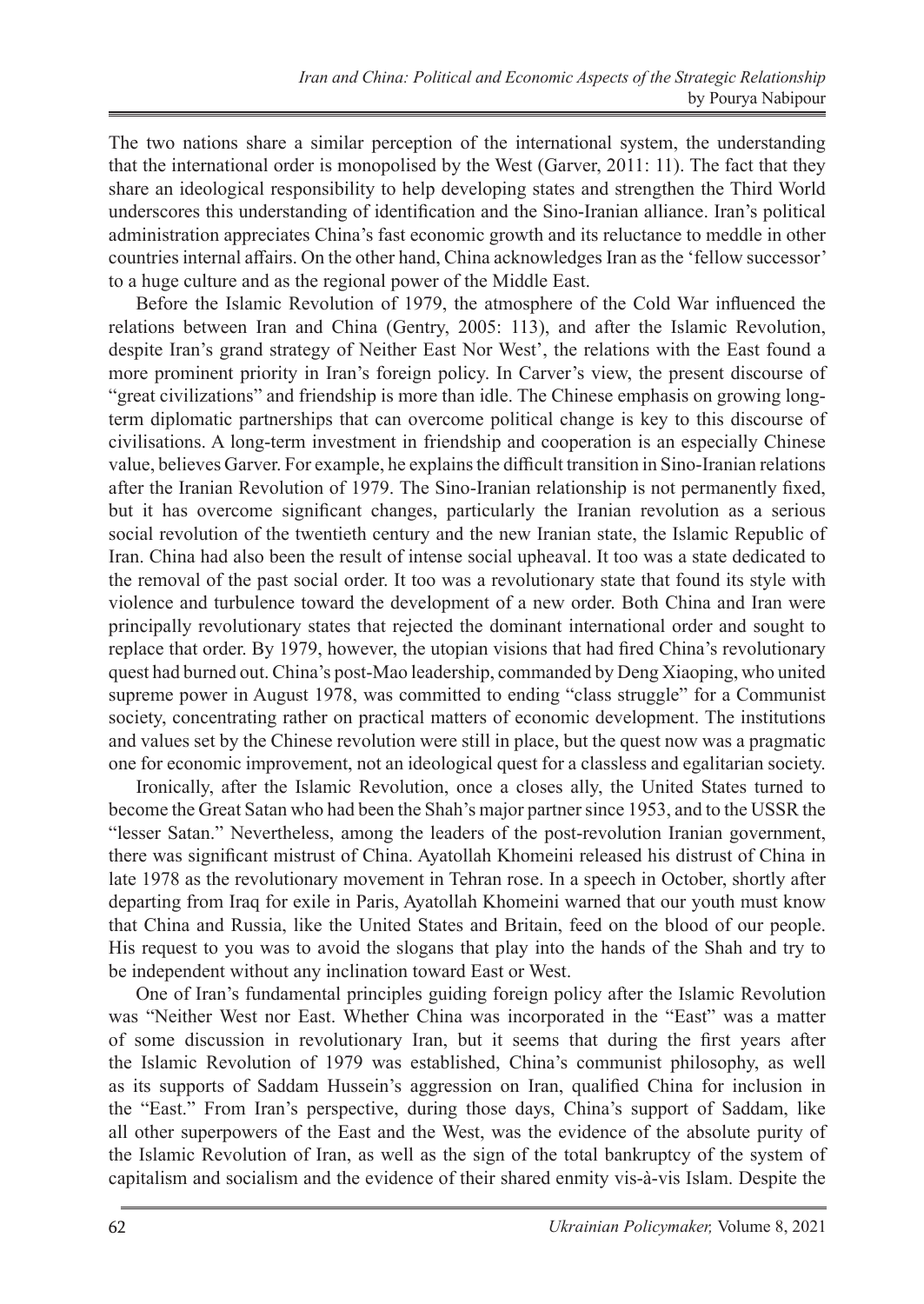The two nations share a similar perception of the international system, the understanding that the international order is monopolised by the West (Garver, 2011: 11). The fact that they share an ideological responsibility to help developing states and strengthen the Third World underscores this understanding of identification and the Sino-Iranian alliance. Iran's political administration appreciates China's fast economic growth and its reluctance to meddle in other countries internal affairs. On the other hand, China acknowledges Iran as the 'fellow successor' to a huge culture and as the regional power of the Middle East.

Before the Islamic Revolution of 1979, the atmosphere of the Cold War influenced the relations between Iran and China (Gentry, 2005: 113), and after the Islamic Revolution, despite Iran's grand strategy of Neither East Nor West', the relations with the East found a more prominent priority in Iran's foreign policy. In Carver's view, the present discourse of "great civilizations" and friendship is more than idle. The Chinese emphasis on growing long-term diplomatic partnerships that can overcome political change is key to this discourse of civilisations. A long-term investment in friendship and cooperation is an especially Chinese value, believes Garver. For example, he explains the difficult transition in Sino-Iranian relations after the Iranian Revolution of 1979. The Sino-Iranian relationship is not permanently fixed, but it has overcome significant changes, particularly the Iranian revolution as a serious social revolution of the twentieth century and the new Iranian state, the Islamic Republic of Iran. China had also been the result of intense social upheaval. It too was a state dedicated to the removal of the past social order. It too was a revolutionary state that found its style with violence and turbulence toward the development of a new order. Both China and Iran were principally revolutionary states that rejected the dominant international order and sought to replace that order. By 1979, however, the utopian visions that had fired China's revolutionary quest had burned out. China's post-Mao leadership, commanded by Deng Xiaoping, who united supreme power in August 1978, was committed to ending "class struggle" for a Communist society, concentrating rather on practical matters of economic development. The institutions and values set by the Chinese revolution were still in place, but the quest now was a pragmatic one for economic improvement, not an ideological quest for a classless and egalitarian society.

Ironically, after the Islamic Revolution, once a closes ally, the United States turned to become the Great Satan who had been the Shah's major partner since 1953, and to the USSR the "lesser Satan." Nevertheless, among the leaders of the post-revolution Iranian government, there was significant mistrust of China. Ayatollah Khomeini released his distrust of China in late 1978 as the revolutionary movement in Tehran rose. In a speech in October, shortly after departing from Iraq for exile in Paris, Ayatollah Khomeini warned that our youth must know that China and Russia, like the United States and Britain, feed on the blood of our people. His request to you was to avoid the slogans that play into the hands of the Shah and try to be independent without any inclination toward East or West.

One of Iran's fundamental principles guiding foreign policy after the Islamic Revolution was "Neither West nor East. Whether China was incorporated in the "East" was a matter of some discussion in revolutionary Iran, but it seems that during the first years after the Islamic Revolution of 1979 was established, China's communist philosophy, as well as its supports of Saddam Hussein's aggression on Iran, qualified China for inclusion in the "East." From Iran's perspective, during those days, China's support of Saddam, like all other superpowers of the East and the West, was the evidence of the absolute purity of the Islamic Revolution of Iran, as well as the sign of the total bankruptcy of the system of capitalism and socialism and the evidence of their shared enmity vis-à-vis Islam. Despite the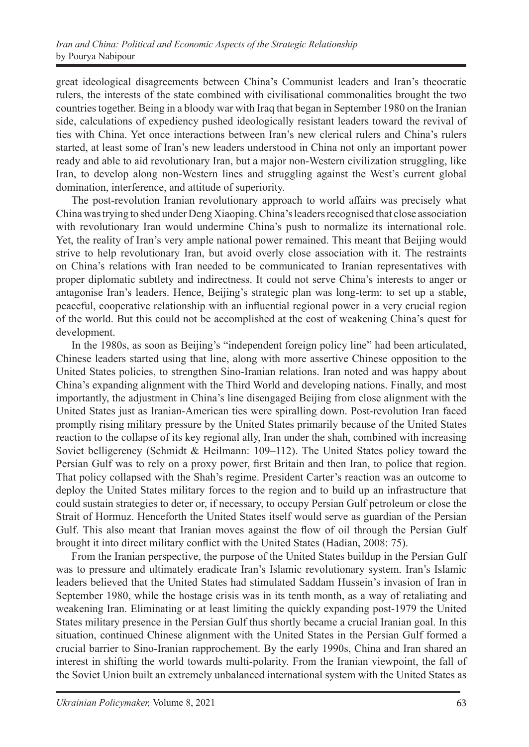great ideological disagreements between China's Communist leaders and Iran's theocratic rulers, the interests of the state combined with civilisational commonalities brought the two countries together. Being in a bloody war with Iraq that began in September 1980 on the Iranian side, calculations of expediency pushed ideologically resistant leaders toward the revival of ties with China. Yet once interactions between Iran's new clerical rulers and China's rulers started, at least some of Iran's new leaders understood in China not only an important power ready and able to aid revolutionary Iran, but a major non-Western civilization struggling, like Iran, to develop along non-Western lines and struggling against the West's current global domination, interference, and attitude of superiority.

The post-revolution Iranian revolutionary approach to world affairs was precisely what China was trying to shed under Deng Xiaoping. China's leaders recognised that close association with revolutionary Iran would undermine China's push to normalize its international role. Yet, the reality of Iran's very ample national power remained. This meant that Beijing would strive to help revolutionary Iran, but avoid overly close association with it. The restraints on China's relations with Iran needed to be communicated to Iranian representatives with proper diplomatic subtlety and indirectness. It could not serve China's interests to anger or antagonise Iran's leaders. Hence, Beijing's strategic plan was long-term: to set up a stable, peaceful, cooperative relationship with an influential regional power in a very crucial region of the world. But this could not be accomplished at the cost of weakening China's quest for development.

In the 1980s, as soon as Beijing's "independent foreign policy line" had been articulated, Chinese leaders started using that line, along with more assertive Chinese opposition to the United States policies, to strengthen Sino-Iranian relations. Iran noted and was happy about China's expanding alignment with the Third World and developing nations. Finally, and most importantly, the adjustment in China's line disengaged Beijing from close alignment with the United States just as Iranian-American ties were spiralling down. Post-revolution Iran faced promptly rising military pressure by the United States primarily because of the United States reaction to the collapse of its key regional ally, Iran under the shah, combined with increasing Soviet belligerency (Schmidt & Heilmann: 109–112). The United States policy toward the Persian Gulf was to rely on a proxy power, first Britain and then Iran, to police that region. That policy collapsed with the Shah's regime. President Carter's reaction was an outcome to deploy the United States military forces to the region and to build up an infrastructure that could sustain strategies to deter or, if necessary, to occupy Persian Gulf petroleum or close the Strait of Hormuz. Henceforth the United States itself would serve as guardian of the Persian Gulf. This also meant that Iranian moves against the flow of oil through the Persian Gulf brought it into direct military conflict with the United States (Hadian, 2008: 75).

From the Iranian perspective, the purpose of the United States buildup in the Persian Gulf was to pressure and ultimately eradicate Iran's Islamic revolutionary system. Iran's Islamic leaders believed that the United States had stimulated Saddam Hussein's invasion of Iran in September 1980, while the hostage crisis was in its tenth month, as a way of retaliating and weakening Iran. Eliminating or at least limiting the quickly expanding post-1979 the United States military presence in the Persian Gulf thus shortly became a crucial Iranian goal. In this situation, continued Chinese alignment with the United States in the Persian Gulf formed a crucial barrier to Sino-Iranian rapprochement. By the early 1990s, China and Iran shared an interest in shifting the world towards multi-polarity. From the Iranian viewpoint, the fall of the Soviet Union built an extremely unbalanced international system with the United States as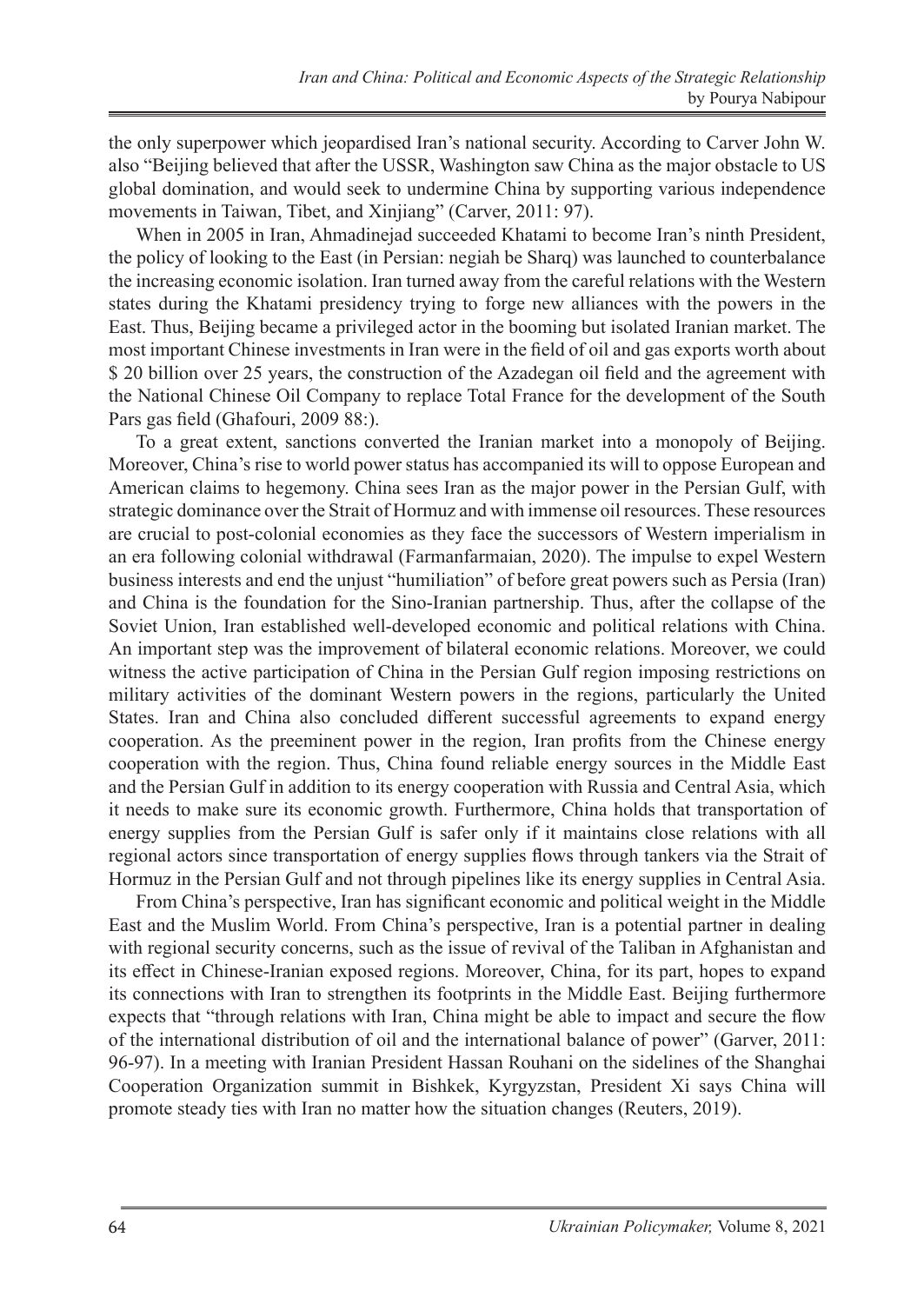the only superpower which jeopardised Iran's national security. According to Carver John W. also "Beijing believed that after the USSR, Washington saw China as the major obstacle to US global domination, and would seek to undermine China by supporting various independence movements in Taiwan, Tibet, and Xinjiang" (Carver, 2011: 97).

When in 2005 in Iran, Ahmadinejad succeeded Khatami to become Iran's ninth President, the policy of looking to the East (in Persian: negiah be Sharq) was launched to counterbalance the increasing economic isolation. Iran turned away from the careful relations with the Western states during the Khatami presidency trying to forge new alliances with the powers in the East. Thus, Beijing became a privileged actor in the booming but isolated Iranian market. The most important Chinese investments in Iran were in the field of oil and gas exports worth about $ 20 billion over 25 years, the construction of the Azadegan oil field and the agreement with the National Chinese Oil Company to replace Total France for the development of the South Pars gas field (Ghafouri, 2009 88:).

To a great extent, sanctions converted the Iranian market into a monopoly of Beijing. Moreover, China's rise to world power status has accompanied its will to oppose European and American claims to hegemony. China sees Iran as the major power in the Persian Gulf, with strategic dominance over the Strait of Hormuz and with immense oil resources. These resources are crucial to post-colonial economies as they face the successors of Western imperialism in an era following colonial withdrawal (Farmanfarmaian, 2020). The impulse to expel Western business interests and end the unjust "humiliation" of before great powers such as Persia (Iran) and China is the foundation for the Sino-Iranian partnership. Thus, after the collapse of the Soviet Union, Iran established well-developed economic and political relations with China. An important step was the improvement of bilateral economic relations. Moreover, we could witness the active participation of China in the Persian Gulf region imposing restrictions on military activities of the dominant Western powers in the regions, particularly the United States. Iran and China also concluded different successful agreements to expand energy cooperation. As the preeminent power in the region, Iran profits from the Chinese energy cooperation with the region. Thus, China found reliable energy sources in the Middle East and the Persian Gulf in addition to its energy cooperation with Russia and Central Asia, which it needs to make sure its economic growth. Furthermore, China holds that transportation of energy supplies from the Persian Gulf is safer only if it maintains close relations with all regional actors since transportation of energy supplies flows through tankers via the Strait of Hormuz in the Persian Gulf and not through pipelines like its energy supplies in Central Asia.

From China's perspective, Iran has significant economic and political weight in the Middle East and the Muslim World. From China's perspective, Iran is a potential partner in dealing with regional security concerns, such as the issue of revival of the Taliban in Afghanistan and its effect in Chinese-Iranian exposed regions. Moreover, China, for its part, hopes to expand its connections with Iran to strengthen its footprints in the Middle East. Beijing furthermore expects that "through relations with Iran, China might be able to impact and secure the flow of the international distribution of oil and the international balance of power" (Garver, 2011: 96-97). In a meeting with Iranian President Hassan Rouhani on the sidelines of the Shanghai Cooperation Organization summit in Bishkek, Kyrgyzstan, President Xi says China will promote steady ties with Iran no matter how the situation changes (Reuters, 2019).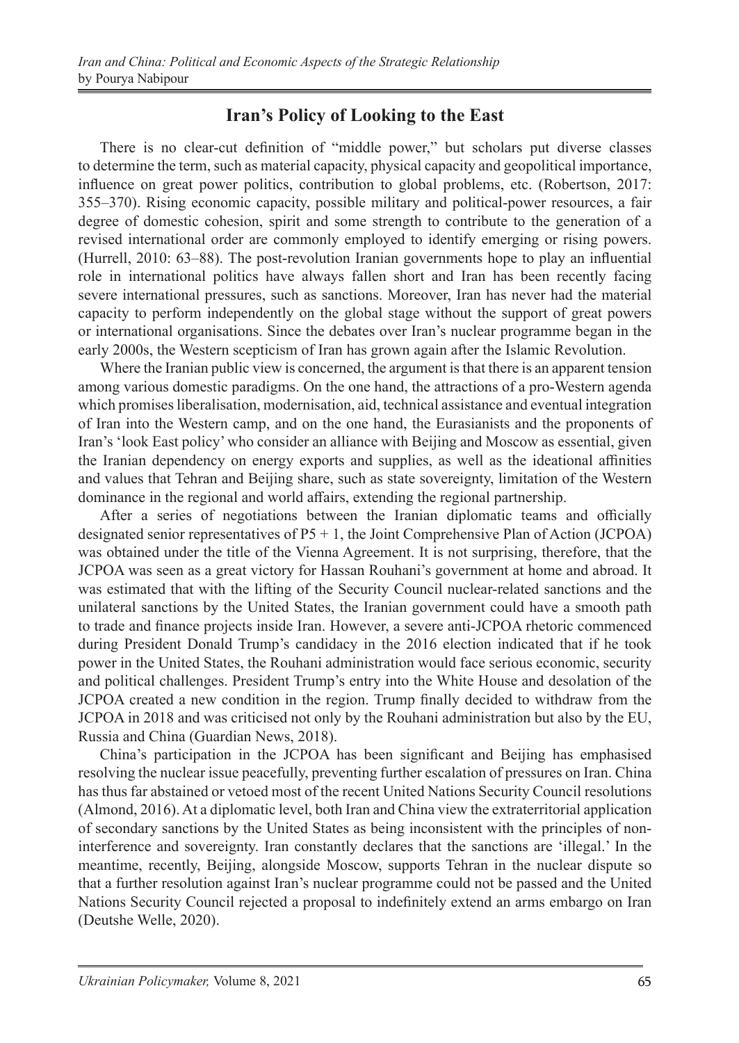## Iran's Policy of Looking to the East

There is no clear-cut definition of "middle power," but scholars put diverse classes to determine the term, such as material capacity, physical capacity and geopolitical importance, influence on great power politics, contribution to global problems, etc. (Robertson, 2017: 355–370). Rising economic capacity, possible military and political-power resources, a fair degree of domestic cohesion, spirit and some strength to contribute to the generation of a revised international order are commonly employed to identify emerging or rising powers. (Hurrell, 2010: 63–88). The post-revolution Iranian governments hope to play an influential role in international politics have always fallen short and Iran has been recently facing severe international pressures, such as sanctions. Moreover, Iran has never had the material capacity to perform independently on the global stage without the support of great powers or international organisations. Since the debates over Iran's nuclear programme began in the early 2000s, the Western scepticism of Iran has grown again after the Islamic Revolution.

Where the Iranian public view is concerned, the argument is that there is an apparent tension among various domestic paradigms. On the one hand, the attractions of a pro-Western agenda which promises liberalisation, modernisation, aid, technical assistance and eventual integration of Iran into the Western camp, and on the one hand, the Eurasianists and the proponents of Iran's 'look East policy' who consider an alliance with Beijing and Moscow as essential, given the Iranian dependency on energy exports and supplies, as well as the ideational affinities and values that Tehran and Beijing share, such as state sovereignty, limitation of the Western dominance in the regional and world affairs, extending the regional partnership.

After a series of negotiations between the Iranian diplomatic teams and officially designated senior representatives of P5 + 1, the Joint Comprehensive Plan of Action (JCPOA) was obtained under the title of the Vienna Agreement. It is not surprising, therefore, that the JCPOA was seen as a great victory for Hassan Rouhani's government at home and abroad. It was estimated that with the lifting of the Security Council nuclear-related sanctions and the unilateral sanctions by the United States, the Iranian government could have a smooth path to trade and finance projects inside Iran. However, a severe anti-JCPOA rhetoric commenced during President Donald Trump's candidacy in the 2016 election indicated that if he took power in the United States, the Rouhani administration would face serious economic, security and political challenges. President Trump's entry into the White House and desolation of the JCPOA created a new condition in the region. Trump finally decided to withdraw from the JCPOA in 2018 and was criticised not only by the Rouhani administration but also by the EU, Russia and China (Guardian News, 2018).

China's participation in the JCPOA has been significant and Beijing has emphasised resolving the nuclear issue peacefully, preventing further escalation of pressures on Iran. China has thus far abstained or vetoed most of the recent United Nations Security Council resolutions (Almond, 2016). At a diplomatic level, both Iran and China view the extraterritorial application of secondary sanctions by the United States as being inconsistent with the principles of non-interference and sovereignty. Iran constantly declares that the sanctions are 'illegal.' In the meantime, recently, Beijing, alongside Moscow, supports Tehran in the nuclear dispute so that a further resolution against Iran's nuclear programme could not be passed and the United Nations Security Council rejected a proposal to indefinitely extend an arms embargo on Iran (Deutshe Welle, 2020).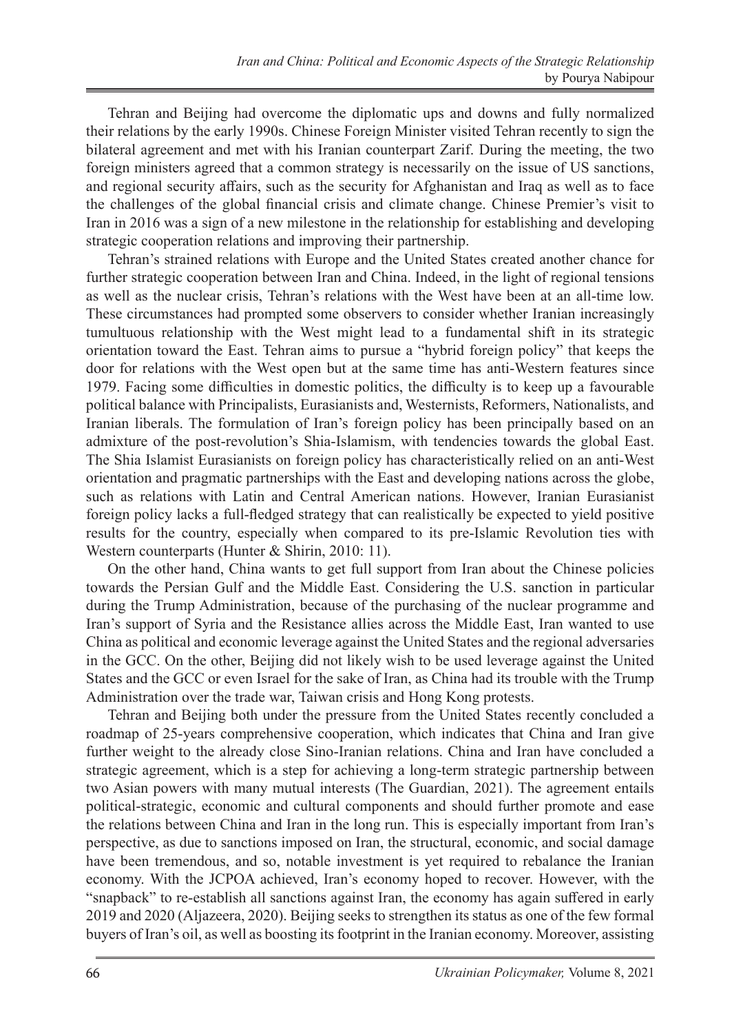Tehran and Beijing had overcome the diplomatic ups and downs and fully normalized their relations by the early 1990s. Chinese Foreign Minister visited Tehran recently to sign the bilateral agreement and met with his Iranian counterpart Zarif. During the meeting, the two foreign ministers agreed that a common strategy is necessarily on the issue of US sanctions, and regional security affairs, such as the security for Afghanistan and Iraq as well as to face the challenges of the global financial crisis and climate change. Chinese Premier's visit to Iran in 2016 was a sign of a new milestone in the relationship for establishing and developing strategic cooperation relations and improving their partnership.

Tehran's strained relations with Europe and the United States created another chance for further strategic cooperation between Iran and China. Indeed, in the light of regional tensions as well as the nuclear crisis, Tehran's relations with the West have been at an all-time low. These circumstances had prompted some observers to consider whether Iranian increasingly tumultuous relationship with the West might lead to a fundamental shift in its strategic orientation toward the East. Tehran aims to pursue a "hybrid foreign policy" that keeps the door for relations with the West open but at the same time has anti-Western features since 1979. Facing some difficulties in domestic politics, the difficulty is to keep up a favourable political balance with Principalists, Eurasianists and, Westernists, Reformers, Nationalists, and Iranian liberals. The formulation of Iran's foreign policy has been principally based on an admixture of the post-revolution's Shia-Islamism, with tendencies towards the global East. The Shia Islamist Eurasianists on foreign policy has characteristically relied on an anti-West orientation and pragmatic partnerships with the East and developing nations across the globe, such as relations with Latin and Central American nations. However, Iranian Eurasianist foreign policy lacks a full-fledged strategy that can realistically be expected to yield positive results for the country, especially when compared to its pre-Islamic Revolution ties with Western counterparts (Hunter & Shirin, 2010: 11).

On the other hand, China wants to get full support from Iran about the Chinese policies towards the Persian Gulf and the Middle East. Considering the U.S. sanction in particular during the Trump Administration, because of the purchasing of the nuclear programme and Iran's support of Syria and the Resistance allies across the Middle East, Iran wanted to use China as political and economic leverage against the United States and the regional adversaries in the GCC. On the other, Beijing did not likely wish to be used leverage against the United States and the GCC or even Israel for the sake of Iran, as China had its trouble with the Trump Administration over the trade war, Taiwan crisis and Hong Kong protests.

Tehran and Beijing both under the pressure from the United States recently concluded a roadmap of 25-years comprehensive cooperation, which indicates that China and Iran give further weight to the already close Sino-Iranian relations. China and Iran have concluded a strategic agreement, which is a step for achieving a long-term strategic partnership between two Asian powers with many mutual interests (The Guardian, 2021). The agreement entails political-strategic, economic and cultural components and should further promote and ease the relations between China and Iran in the long run. This is especially important from Iran's perspective, as due to sanctions imposed on Iran, the structural, economic, and social damage have been tremendous, and so, notable investment is yet required to rebalance the Iranian economy. With the JCPOA achieved, Iran's economy hoped to recover. However, with the "snapback" to re-establish all sanctions against Iran, the economy has again suffered in early 2019 and 2020 (Aljazeera, 2020). Beijing seeks to strengthen its status as one of the few formal buyers of Iran's oil, as well as boosting its footprint in the Iranian economy. Moreover, assisting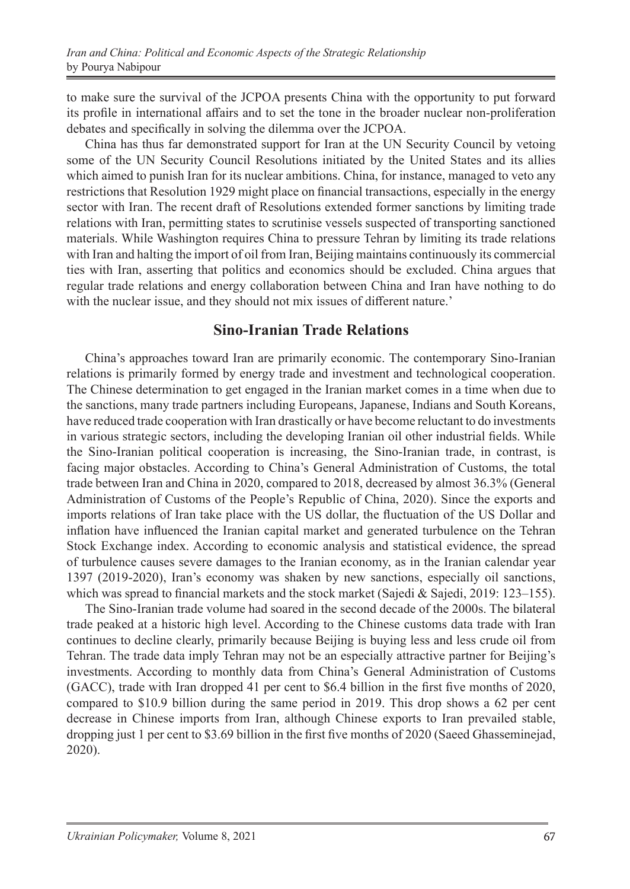to make sure the survival of the JCPOA presents China with the opportunity to put forward its profile in international affairs and to set the tone in the broader nuclear non-proliferation debates and specifically in solving the dilemma over the JCPOA.

China has thus far demonstrated support for Iran at the UN Security Council by vetoing some of the UN Security Council Resolutions initiated by the United States and its allies which aimed to punish Iran for its nuclear ambitions. China, for instance, managed to veto any restrictions that Resolution 1929 might place on financial transactions, especially in the energy sector with Iran. The recent draft of Resolutions extended former sanctions by limiting trade relations with Iran, permitting states to scrutinise vessels suspected of transporting sanctioned materials. While Washington requires China to pressure Tehran by limiting its trade relations with Iran and halting the import of oil from Iran, Beijing maintains continuously its commercial ties with Iran, asserting that politics and economics should be excluded. China argues that regular trade relations and energy collaboration between China and Iran have nothing to do with the nuclear issue, and they should not mix issues of different nature.'

## Sino-Iranian Trade Relations

China's approaches toward Iran are primarily economic. The contemporary Sino-Iranian relations is primarily formed by energy trade and investment and technological cooperation. The Chinese determination to get engaged in the Iranian market comes in a time when due to the sanctions, many trade partners including Europeans, Japanese, Indians and South Koreans, have reduced trade cooperation with Iran drastically or have become reluctant to do investments in various strategic sectors, including the developing Iranian oil other industrial fields. While the Sino-Iranian political cooperation is increasing, the Sino-Iranian trade, in contrast, is facing major obstacles. According to China's General Administration of Customs, the total trade between Iran and China in 2020, compared to 2018, decreased by almost 36.3% (General Administration of Customs of the People's Republic of China, 2020). Since the exports and imports relations of Iran take place with the US dollar, the fluctuation of the US Dollar and inflation have influenced the Iranian capital market and generated turbulence on the Tehran Stock Exchange index. According to economic analysis and statistical evidence, the spread of turbulence causes severe damages to the Iranian economy, as in the Iranian calendar year 1397 (2019-2020), Iran's economy was shaken by new sanctions, especially oil sanctions, which was spread to financial markets and the stock market (Sajedi & Sajedi, 2019: 123–155).

The Sino-Iranian trade volume had soared in the second decade of the 2000s. The bilateral trade peaked at a historic high level. According to the Chinese customs data trade with Iran continues to decline clearly, primarily because Beijing is buying less and less crude oil from Tehran. The trade data imply Tehran may not be an especially attractive partner for Beijing's investments. According to monthly data from China's General Administration of Customs (GACC), trade with Iran dropped 41 per cent to $6.4 billion in the first five months of 2020, compared to $10.9 billion during the same period in 2019. This drop shows a 62 per cent decrease in Chinese imports from Iran, although Chinese exports to Iran prevailed stable, dropping just 1 per cent to $3.69 billion in the first five months of 2020 (Saeed Ghasseminejad, 2020).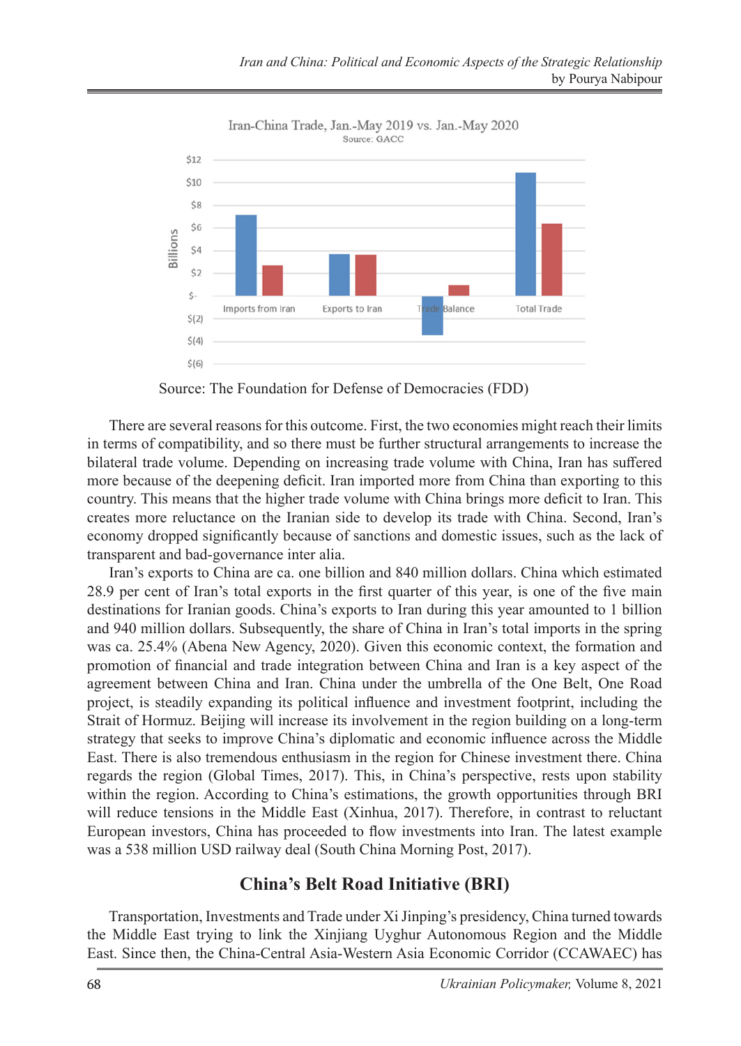Iran-China Trade, Jan.-May 2019 vs. Jan.-May 2020

Source: GACC

Source: The Foundation for Defense of Democracies (FDD)

There are several reasons for this outcome. First, the two economies might reach their limits in terms of compatibility, and so there must be further structural arrangements to increase the bilateral trade volume. Depending on increasing trade volume with China, Iran has suffered more because of the deepening deficit. Iran imported more from China than exporting to this country. This means that the higher trade volume with China brings more deficit to Iran. This creates more reluctance on the Iranian side to develop its trade with China. Second, Iran's economy dropped significantly because of sanctions and domestic issues, such as the lack of transparent and bad-governance inter alia.

Iran's exports to China are ca. one billion and 840 million dollars. China which estimated 28.9 per cent of Iran's total exports in the first quarter of this year, is one of the five main destinations for Iranian goods. China's exports to Iran during this year amounted to 1 billion and 940 million dollars. Subsequently, the share of China in Iran's total imports in the spring was ca. 25.4% (Abena New Agency, 2020). Given this economic context, the formation and promotion of financial and trade integration between China and Iran is a key aspect of the agreement between China and Iran. China under the umbrella of the One Belt, One Road project, is steadily expanding its political influence and investment footprint, including the Strait of Hormuz. Beijing will increase its involvement in the region building on a long-term strategy that seeks to improve China's diplomatic and economic influence across the Middle East. There is also tremendous enthusiasm in the region for Chinese investment there. China regards the region (Global Times, 2017). This, in China's perspective, rests upon stability within the region. According to China's estimations, the growth opportunities through BRI will reduce tensions in the Middle East (Xinhua, 2017). Therefore, in contrast to reluctant European investors, China has proceeded to flow investments into Iran. The latest example was a 538 million USD railway deal (South China Morning Post, 2017).

## China's Belt Road Initiative (BRI)

Transportation, Investments and Trade under Xi Jinping's presidency, China turned towards the Middle East trying to link the Xinjiang Uyghur Autonomous Region and the Middle East. Since then, the China-Central Asia-Western Asia Economic Corridor (CCAWAEC) has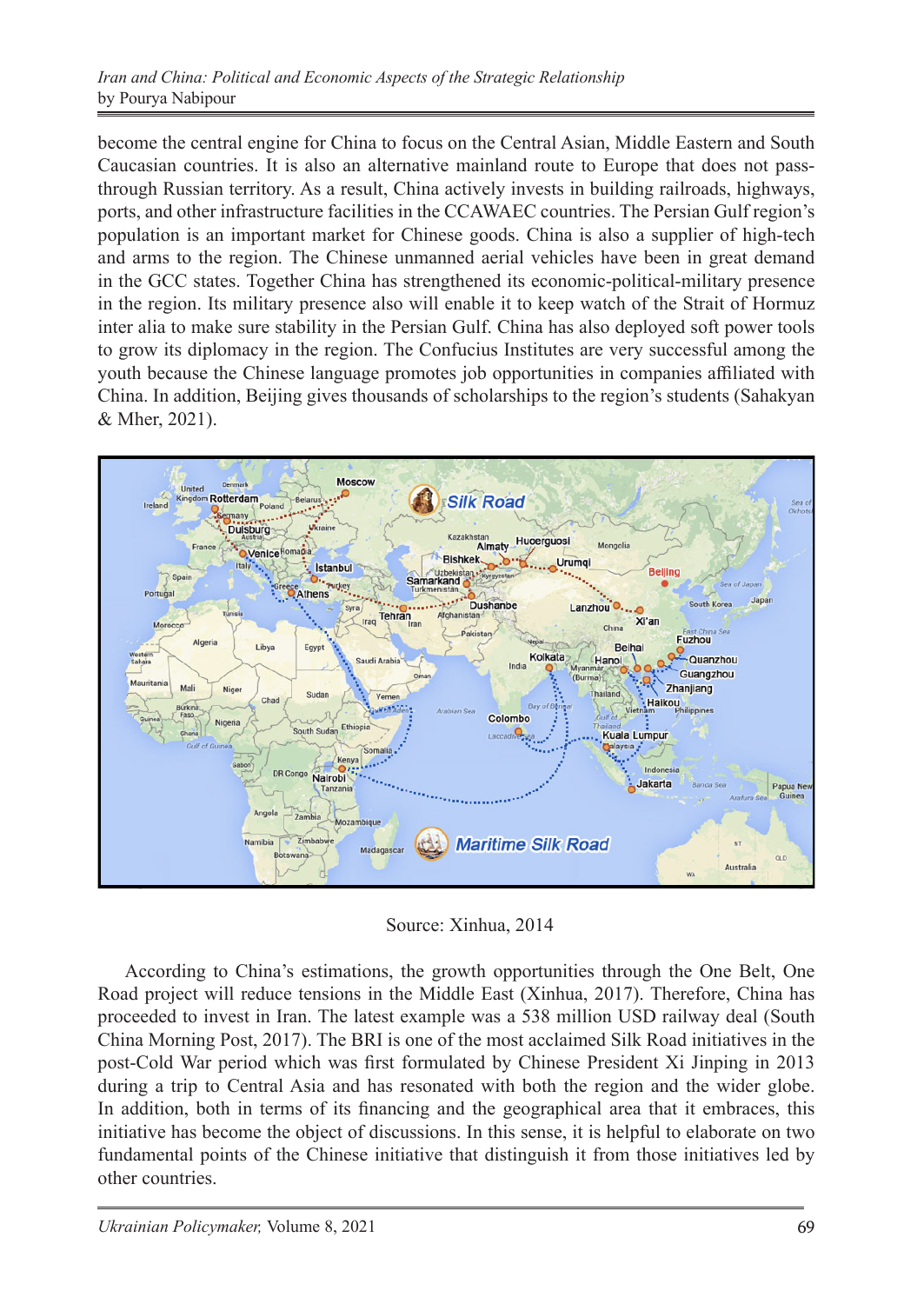become the central engine for China to focus on the Central Asian, Middle Eastern and South Caucasian countries. It is also an alternative mainland route to Europe that does not pass-through Russian territory. As a result, China actively invests in building railroads, highways, ports, and other infrastructure facilities in the CCAWAEC countries. The Persian Gulf region's population is an important market for Chinese goods. China is also a supplier of high-tech and arms to the region. The Chinese unmanned aerial vehicles have been in great demand in the GCC states. Together China has strengthened its economic-political-military presence in the region. Its military presence also will enable it to keep watch of the Strait of Hormuz inter alia to make sure stability in the Persian Gulf. China has also deployed soft power tools to grow its diplomacy in the region. The Confucius Institutes are very successful among the youth because the Chinese language promotes job opportunities in companies affiliated with China. In addition, Beijing gives thousands of scholarships to the region's students (Sahakyan & Mher, 2021).

Source: Xinhua, 2014

According to China's estimations, the growth opportunities through the One Belt, One Road project will reduce tensions in the Middle East (Xinhua, 2017). Therefore, China has proceeded to invest in Iran. The latest example was a 538 million USD railway deal (South China Morning Post, 2017). The BRI is one of the most acclaimed Silk Road initiatives in the post-Cold War period which was first formulated by Chinese President Xi Jinping in 2013 during a trip to Central Asia and has resonated with both the region and the wider globe. In addition, both in terms of its financing and the geographical area that it embraces, this initiative has become the object of discussions. In this sense, it is helpful to elaborate on two fundamental points of the Chinese initiative that distinguish it from those initiatives led by other countries.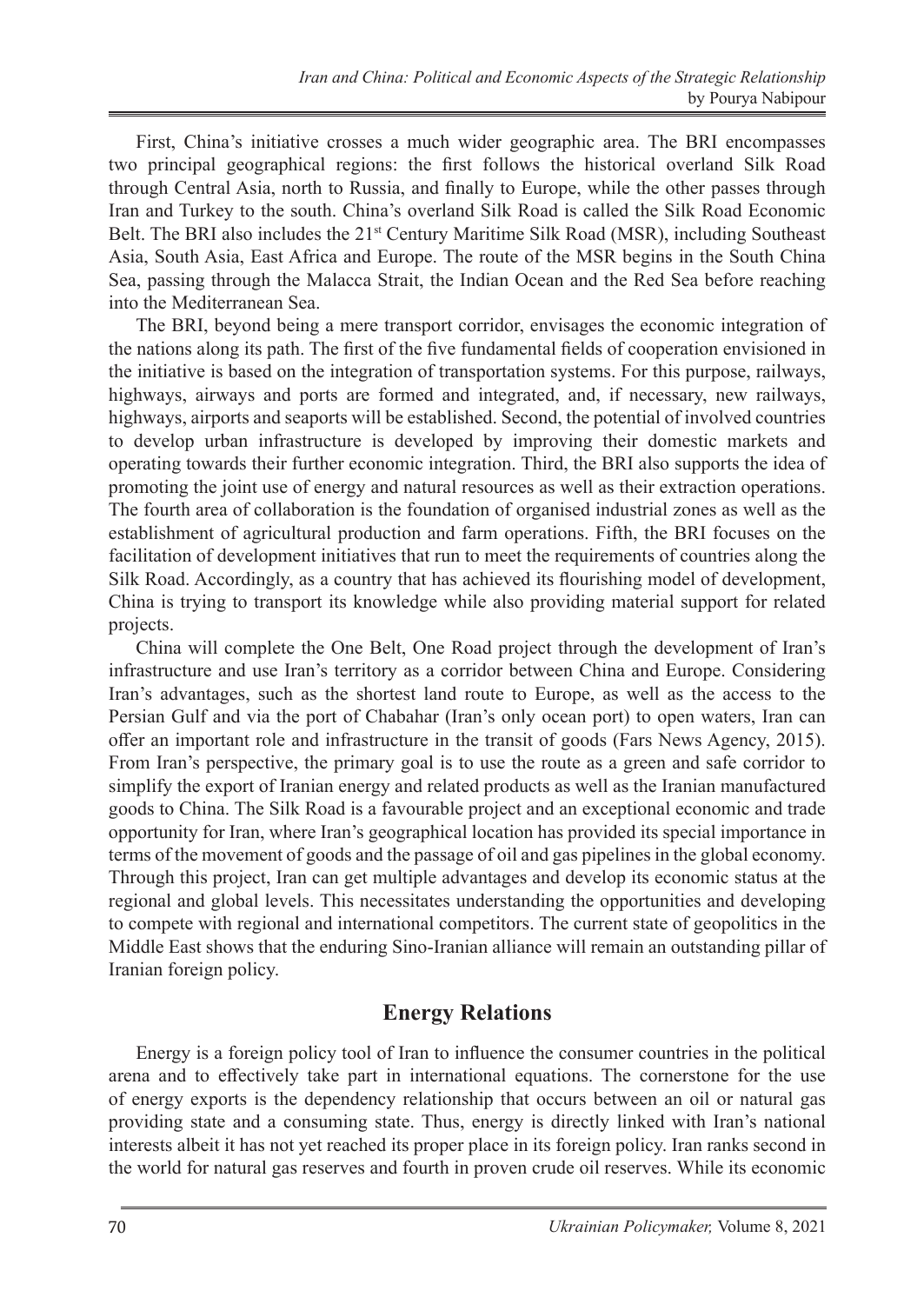First, China's initiative crosses a much wider geographic area. The BRI encompasses two principal geographical regions: the first follows the historical overland Silk Road through Central Asia, north to Russia, and finally to Europe, while the other passes through Iran and Turkey to the south. China's overland Silk Road is called the Silk Road Economic Belt. The BRI also includes the 21st Century Maritime Silk Road (MSR), including Southeast Asia, South Asia, East Africa and Europe. The route of the MSR begins in the South China Sea, passing through the Malacca Strait, the Indian Ocean and the Red Sea before reaching into the Mediterranean Sea.

The BRI, beyond being a mere transport corridor, envisages the economic integration of the nations along its path. The first of the five fundamental fields of cooperation envisioned in the initiative is based on the integration of transportation systems. For this purpose, railways, highways, airways and ports are formed and integrated, and, if necessary, new railways, highways, airports and seaports will be established. Second, the potential of involved countries to develop urban infrastructure is developed by improving their domestic markets and operating towards their further economic integration. Third, the BRI also supports the idea of promoting the joint use of energy and natural resources as well as their extraction operations. The fourth area of collaboration is the foundation of organised industrial zones as well as the establishment of agricultural production and farm operations. Fifth, the BRI focuses on the facilitation of development initiatives that run to meet the requirements of countries along the Silk Road. Accordingly, as a country that has achieved its flourishing model of development, China is trying to transport its knowledge while also providing material support for related projects.

China will complete the One Belt, One Road project through the development of Iran's infrastructure and use Iran's territory as a corridor between China and Europe. Considering Iran's advantages, such as the shortest land route to Europe, as well as the access to the Persian Gulf and via the port of Chabahar (Iran's only ocean port) to open waters, Iran can offer an important role and infrastructure in the transit of goods (Fars News Agency, 2015). From Iran's perspective, the primary goal is to use the route as a green and safe corridor to simplify the export of Iranian energy and related products as well as the Iranian manufactured goods to China. The Silk Road is a favourable project and an exceptional economic and trade opportunity for Iran, where Iran's geographical location has provided its special importance in terms of the movement of goods and the passage of oil and gas pipelines in the global economy. Through this project, Iran can get multiple advantages and develop its economic status at the regional and global levels. This necessitates understanding the opportunities and developing to compete with regional and international competitors. The current state of geopolitics in the Middle East shows that the enduring Sino-Iranian alliance will remain an outstanding pillar of Iranian foreign policy.

## Energy Relations

Energy is a foreign policy tool of Iran to influence the consumer countries in the political arena and to effectively take part in international equations. The cornerstone for the use of energy exports is the dependency relationship that occurs between an oil or natural gas providing state and a consuming state. Thus, energy is directly linked with Iran's national interests albeit it has not yet reached its proper place in its foreign policy. Iran ranks second in the world for natural gas reserves and fourth in proven crude oil reserves. While its economic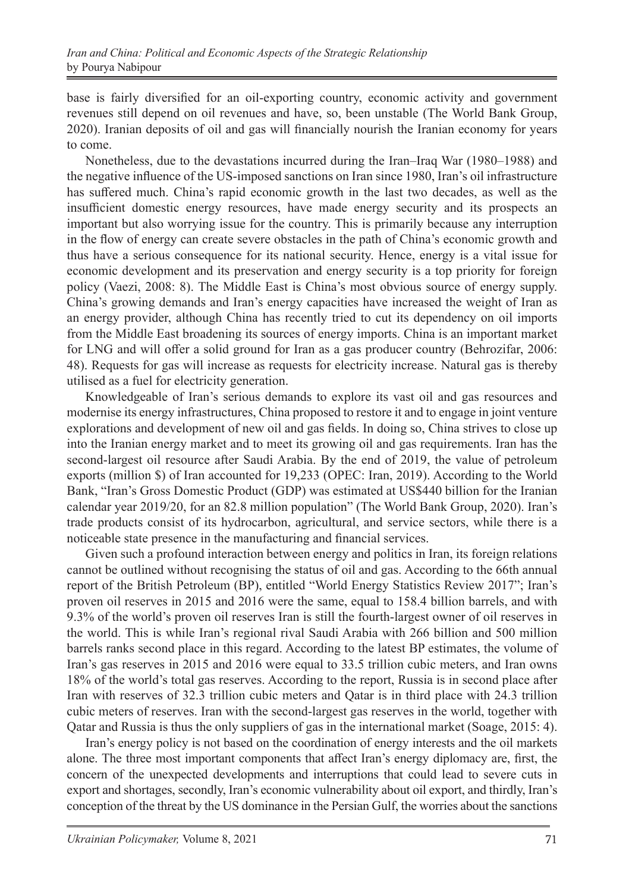base is fairly diversified for an oil-exporting country, economic activity and government revenues still depend on oil revenues and have, so, been unstable (The World Bank Group, 2020). Iranian deposits of oil and gas will financially nourish the Iranian economy for years to come.

Nonetheless, due to the devastations incurred during the Iran–Iraq War (1980–1988) and the negative influence of the US-imposed sanctions on Iran since 1980, Iran's oil infrastructure has suffered much. China's rapid economic growth in the last two decades, as well as the insufficient domestic energy resources, have made energy security and its prospects an important but also worrying issue for the country. This is primarily because any interruption in the flow of energy can create severe obstacles in the path of China's economic growth and thus have a serious consequence for its national security. Hence, energy is a vital issue for economic development and its preservation and energy security is a top priority for foreign policy (Vaezi, 2008: 8). The Middle East is China's most obvious source of energy supply. China's growing demands and Iran's energy capacities have increased the weight of Iran as an energy provider, although China has recently tried to cut its dependency on oil imports from the Middle East broadening its sources of energy imports. China is an important market for LNG and will offer a solid ground for Iran as a gas producer country (Behrozifar, 2006: 48). Requests for gas will increase as requests for electricity increase. Natural gas is thereby utilised as a fuel for electricity generation.

Knowledgeable of Iran's serious demands to explore its vast oil and gas resources and modernise its energy infrastructures, China proposed to restore it and to engage in joint venture explorations and development of new oil and gas fields. In doing so, China strives to close up into the Iranian energy market and to meet its growing oil and gas requirements. Iran has the second-largest oil resource after Saudi Arabia. By the end of 2019, the value of petroleum exports (million $) of Iran accounted for 19,233 (OPEC: Iran, 2019). According to the World Bank, "Iran's Gross Domestic Product (GDP) was estimated at US$440 billion for the Iranian calendar year 2019/20, for an 82.8 million population" (The World Bank Group, 2020). Iran's trade products consist of its hydrocarbon, agricultural, and service sectors, while there is a noticeable state presence in the manufacturing and financial services.

Given such a profound interaction between energy and politics in Iran, its foreign relations cannot be outlined without recognising the status of oil and gas. According to the 66th annual report of the British Petroleum (BP), entitled "World Energy Statistics Review 2017"; Iran's proven oil reserves in 2015 and 2016 were the same, equal to 158.4 billion barrels, and with 9.3% of the world's proven oil reserves Iran is still the fourth-largest owner of oil reserves in the world. This is while Iran's regional rival Saudi Arabia with 266 billion and 500 million barrels ranks second place in this regard. According to the latest BP estimates, the volume of Iran's gas reserves in 2015 and 2016 were equal to 33.5 trillion cubic meters, and Iran owns 18% of the world's total gas reserves. According to the report, Russia is in second place after Iran with reserves of 32.3 trillion cubic meters and Qatar is in third place with 24.3 trillion cubic meters of reserves. Iran with the second-largest gas reserves in the world, together with Qatar and Russia is thus the only suppliers of gas in the international market (Soage, 2015: 4).

Iran's energy policy is not based on the coordination of energy interests and the oil markets alone. The three most important components that affect Iran's energy diplomacy are, first, the concern of the unexpected developments and interruptions that could lead to severe cuts in export and shortages, secondly, Iran's economic vulnerability about oil export, and thirdly, Iran's conception of the threat by the US dominance in the Persian Gulf, the worries about the sanctions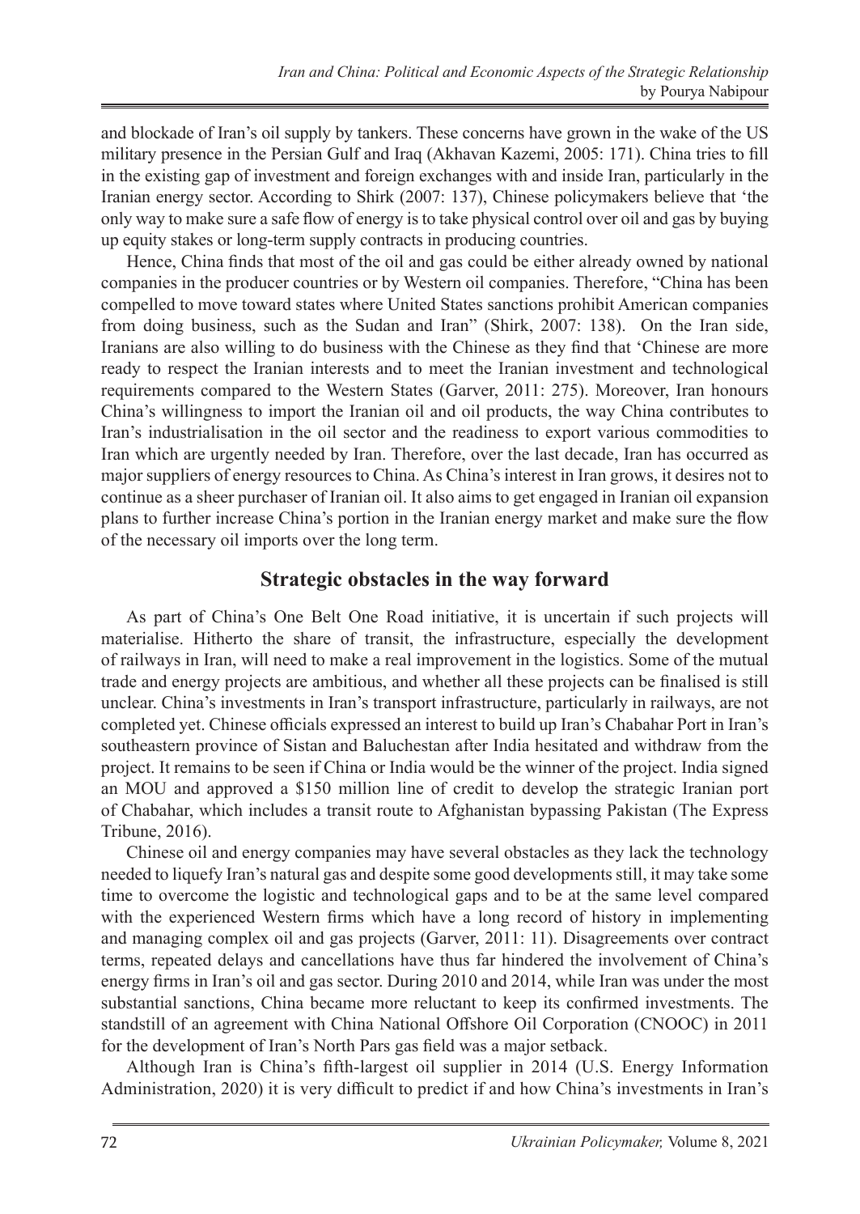and blockade of Iran's oil supply by tankers. These concerns have grown in the wake of the US military presence in the Persian Gulf and Iraq (Akhavan Kazemi, 2005: 171). China tries to fill in the existing gap of investment and foreign exchanges with and inside Iran, particularly in the Iranian energy sector. According to Shirk (2007: 137), Chinese policymakers believe that 'the only way to make sure a safe flow of energy is to take physical control over oil and gas by buying up equity stakes or long-term supply contracts in producing countries.

Hence, China finds that most of the oil and gas could be either already owned by national companies in the producer countries or by Western oil companies. Therefore, "China has been compelled to move toward states where United States sanctions prohibit American companies from doing business, such as the Sudan and Iran" (Shirk, 2007: 138). On the Iran side, Iranians are also willing to do business with the Chinese as they find that 'Chinese are more ready to respect the Iranian interests and to meet the Iranian investment and technological requirements compared to the Western States (Garver, 2011: 275). Moreover, Iran honours China's willingness to import the Iranian oil and oil products, the way China contributes to Iran's industrialisation in the oil sector and the readiness to export various commodities to Iran which are urgently needed by Iran. Therefore, over the last decade, Iran has occurred as major suppliers of energy resources to China. As China's interest in Iran grows, it desires not to continue as a sheer purchaser of Iranian oil. It also aims to get engaged in Iranian oil expansion plans to further increase China's portion in the Iranian energy market and make sure the flow of the necessary oil imports over the long term.

## Strategic obstacles in the way forward

As part of China's One Belt One Road initiative, it is uncertain if such projects will materialise. Hitherto the share of transit, the infrastructure, especially the development of railways in Iran, will need to make a real improvement in the logistics. Some of the mutual trade and energy projects are ambitious, and whether all these projects can be finalised is still unclear. China's investments in Iran's transport infrastructure, particularly in railways, are not completed yet. Chinese officials expressed an interest to build up Iran's Chabahar Port in Iran's southeastern province of Sistan and Baluchestan after India hesitated and withdraw from the project. It remains to be seen if China or India would be the winner of the project. India signed an MOU and approved a $150 million line of credit to develop the strategic Iranian port of Chabahar, which includes a transit route to Afghanistan bypassing Pakistan (The Express Tribune, 2016).

Chinese oil and energy companies may have several obstacles as they lack the technology needed to liquefy Iran's natural gas and despite some good developments still, it may take some time to overcome the logistic and technological gaps and to be at the same level compared with the experienced Western firms which have a long record of history in implementing and managing complex oil and gas projects (Garver, 2011: 11). Disagreements over contract terms, repeated delays and cancellations have thus far hindered the involvement of China's energy firms in Iran's oil and gas sector. During 2010 and 2014, while Iran was under the most substantial sanctions, China became more reluctant to keep its confirmed investments. The standstill of an agreement with China National Offshore Oil Corporation (CNOOC) in 2011 for the development of Iran's North Pars gas field was a major setback.

Although Iran is China's fifth-largest oil supplier in 2014 (U.S. Energy Information Administration, 2020) it is very difficult to predict if and how China's investments in Iran's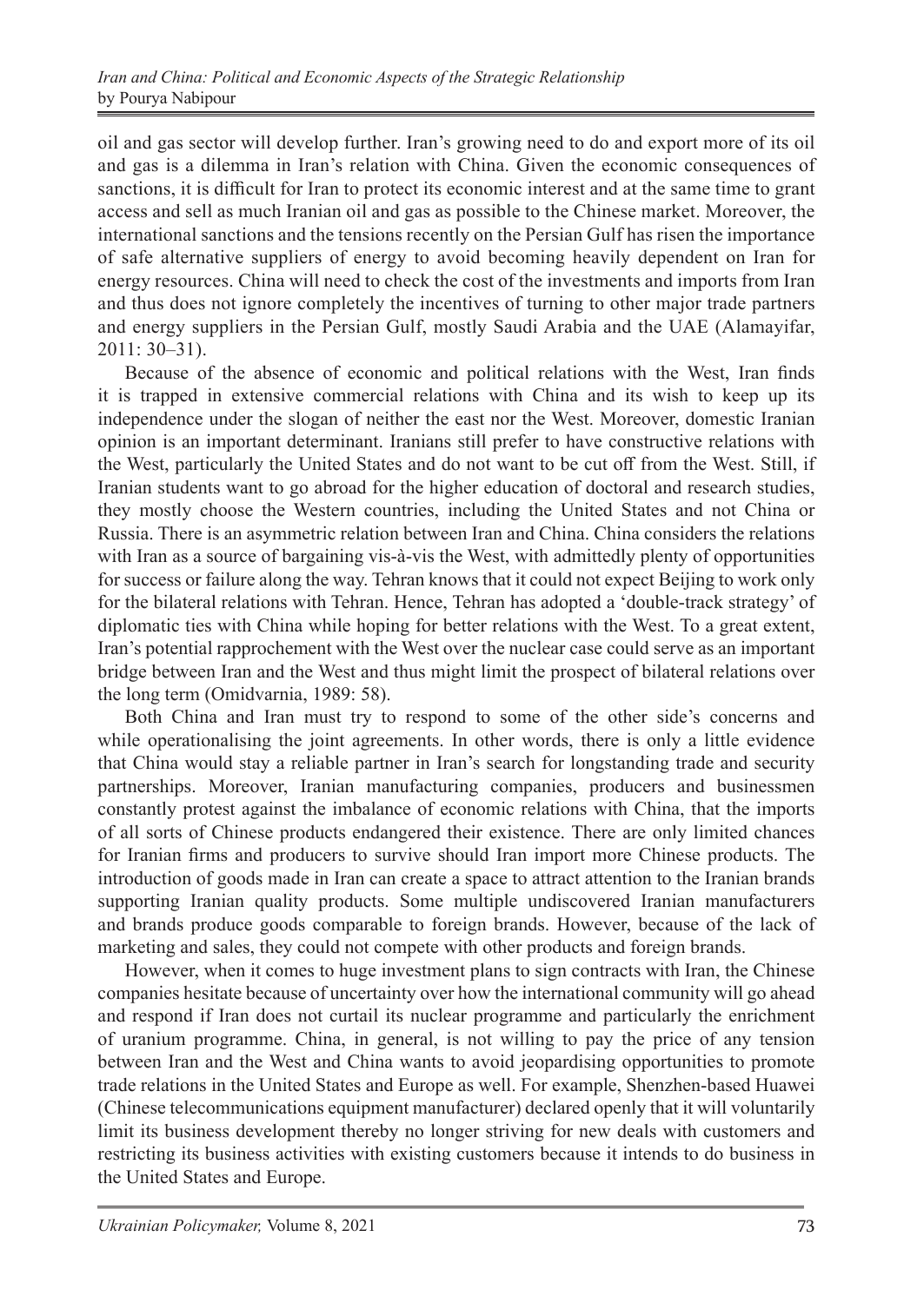oil and gas sector will develop further. Iran's growing need to do and export more of its oil and gas is a dilemma in Iran's relation with China. Given the economic consequences of sanctions, it is difficult for Iran to protect its economic interest and at the same time to grant access and sell as much Iranian oil and gas as possible to the Chinese market. Moreover, the international sanctions and the tensions recently on the Persian Gulf has risen the importance of safe alternative suppliers of energy to avoid becoming heavily dependent on Iran for energy resources. China will need to check the cost of the investments and imports from Iran and thus does not ignore completely the incentives of turning to other major trade partners and energy suppliers in the Persian Gulf, mostly Saudi Arabia and the UAE (Alamayifar, 2011: 30–31).

Because of the absence of economic and political relations with the West, Iran finds it is trapped in extensive commercial relations with China and its wish to keep up its independence under the slogan of neither the east nor the West. Moreover, domestic Iranian opinion is an important determinant. Iranians still prefer to have constructive relations with the West, particularly the United States and do not want to be cut off from the West. Still, if Iranian students want to go abroad for the higher education of doctoral and research studies, they mostly choose the Western countries, including the United States and not China or Russia. There is an asymmetric relation between Iran and China. China considers the relations with Iran as a source of bargaining vis-à-vis the West, with admittedly plenty of opportunities for success or failure along the way. Tehran knows that it could not expect Beijing to work only for the bilateral relations with Tehran. Hence, Tehran has adopted a 'double-track strategy' of diplomatic ties with China while hoping for better relations with the West. To a great extent, Iran's potential rapprochement with the West over the nuclear case could serve as an important bridge between Iran and the West and thus might limit the prospect of bilateral relations over the long term (Omidvarnia, 1989: 58).

Both China and Iran must try to respond to some of the other side's concerns and while operationalising the joint agreements. In other words, there is only a little evidence that China would stay a reliable partner in Iran's search for longstanding trade and security partnerships. Moreover, Iranian manufacturing companies, producers and businessmen constantly protest against the imbalance of economic relations with China, that the imports of all sorts of Chinese products endangered their existence. There are only limited chances for Iranian firms and producers to survive should Iran import more Chinese products. The introduction of goods made in Iran can create a space to attract attention to the Iranian brands supporting Iranian quality products. Some multiple undiscovered Iranian manufacturers and brands produce goods comparable to foreign brands. However, because of the lack of marketing and sales, they could not compete with other products and foreign brands.

However, when it comes to huge investment plans to sign contracts with Iran, the Chinese companies hesitate because of uncertainty over how the international community will go ahead and respond if Iran does not curtail its nuclear programme and particularly the enrichment of uranium programme. China, in general, is not willing to pay the price of any tension between Iran and the West and China wants to avoid jeopardising opportunities to promote trade relations in the United States and Europe as well. For example, Shenzhen-based Huawei (Chinese telecommunications equipment manufacturer) declared openly that it will voluntarily limit its business development thereby no longer striving for new deals with customers and restricting its business activities with existing customers because it intends to do business in the United States and Europe.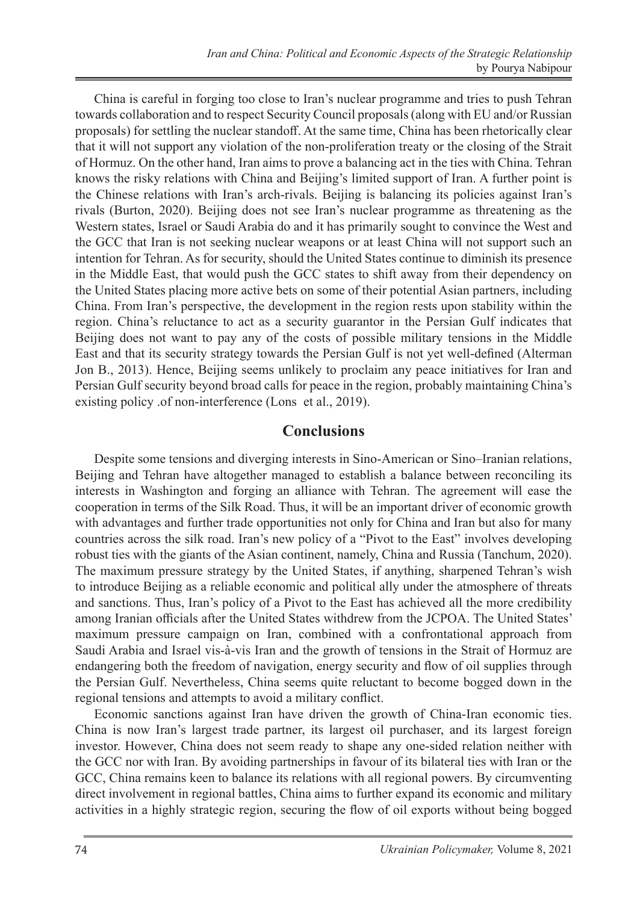China is careful in forging too close to Iran's nuclear programme and tries to push Tehran towards collaboration and to respect Security Council proposals (along with EU and/or Russian proposals) for settling the nuclear standoff. At the same time, China has been rhetorically clear that it will not support any violation of the non-proliferation treaty or the closing of the Strait of Hormuz. On the other hand, Iran aims to prove a balancing act in the ties with China. Tehran knows the risky relations with China and Beijing's limited support of Iran. A further point is the Chinese relations with Iran's arch-rivals. Beijing is balancing its policies against Iran's rivals (Burton, 2020). Beijing does not see Iran's nuclear programme as threatening as the Western states, Israel or Saudi Arabia do and it has primarily sought to convince the West and the GCC that Iran is not seeking nuclear weapons or at least China will not support such an intention for Tehran. As for security, should the United States continue to diminish its presence in the Middle East, that would push the GCC states to shift away from their dependency on the United States placing more active bets on some of their potential Asian partners, including China. From Iran's perspective, the development in the region rests upon stability within the region. China's reluctance to act as a security guarantor in the Persian Gulf indicates that Beijing does not want to pay any of the costs of possible military tensions in the Middle East and that its security strategy towards the Persian Gulf is not yet well-defined (Alterman Jon B., 2013). Hence, Beijing seems unlikely to proclaim any peace initiatives for Iran and Persian Gulf security beyond broad calls for peace in the region, probably maintaining China's existing policy .of non-interference (Lons et al., 2019).

## Conclusions

Despite some tensions and diverging interests in Sino-American or Sino–Iranian relations, Beijing and Tehran have altogether managed to establish a balance between reconciling its interests in Washington and forging an alliance with Tehran. The agreement will ease the cooperation in terms of the Silk Road. Thus, it will be an important driver of economic growth with advantages and further trade opportunities not only for China and Iran but also for many countries across the silk road. Iran's new policy of a "Pivot to the East" involves developing robust ties with the giants of the Asian continent, namely, China and Russia (Tanchum, 2020). The maximum pressure strategy by the United States, if anything, sharpened Tehran's wish to introduce Beijing as a reliable economic and political ally under the atmosphere of threats and sanctions. Thus, Iran's policy of a Pivot to the East has achieved all the more credibility among Iranian officials after the United States withdrew from the JCPOA. The United States' maximum pressure campaign on Iran, combined with a confrontational approach from Saudi Arabia and Israel vis-à-vis Iran and the growth of tensions in the Strait of Hormuz are endangering both the freedom of navigation, energy security and flow of oil supplies through the Persian Gulf. Nevertheless, China seems quite reluctant to become bogged down in the regional tensions and attempts to avoid a military conflict.

Economic sanctions against Iran have driven the growth of China-Iran economic ties. China is now Iran's largest trade partner, its largest oil purchaser, and its largest foreign investor. However, China does not seem ready to shape any one-sided relation neither with the GCC nor with Iran. By avoiding partnerships in favour of its bilateral ties with Iran or the GCC, China remains keen to balance its relations with all regional powers. By circumventing direct involvement in regional battles, China aims to further expand its economic and military activities in a highly strategic region, securing the flow of oil exports without being bogged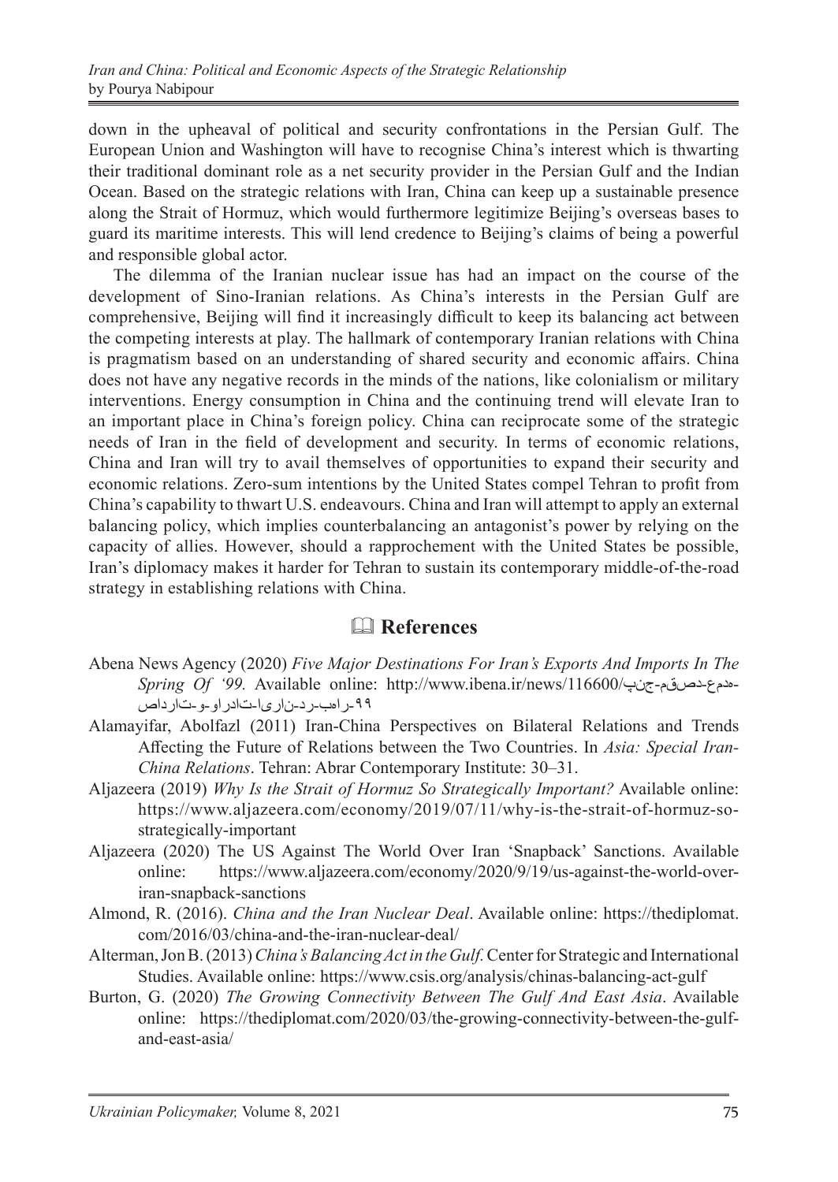down in the upheaval of political and security confrontations in the Persian Gulf. The European Union and Washington will have to recognise China's interest which is thwarting their traditional dominant role as a net security provider in the Persian Gulf and the Indian Ocean. Based on the strategic relations with Iran, China can keep up a sustainable presence along the Strait of Hormuz, which would furthermore legitimize Beijing's overseas bases to guard its maritime interests. This will lend credence to Beijing's claims of being a powerful and responsible global actor.

The dilemma of the Iranian nuclear issue has had an impact on the course of the development of Sino-Iranian relations. As China's interests in the Persian Gulf are comprehensive, Beijing will find it increasingly difficult to keep its balancing act between the competing interests at play. The hallmark of contemporary Iranian relations with China is pragmatism based on an understanding of shared security and economic affairs. China does not have any negative records in the minds of the nations, like colonialism or military interventions. Energy consumption in China and the continuing trend will elevate Iran to an important place in China's foreign policy. China can reciprocate some of the strategic needs of Iran in the field of development and security. In terms of economic relations, China and Iran will try to avail themselves of opportunities to expand their security and economic relations. Zero-sum intentions by the United States compel Tehran to profit from China's capability to thwart U.S. endeavours. China and Iran will attempt to apply an external balancing policy, which implies counterbalancing an antagonist's power by relying on the capacity of allies. However, should a rapprochement with the United States be possible, Iran's diplomacy makes it harder for Tehran to sustain its contemporary middle-of-the-road strategy in establishing relations with China.

## References

Abena News Agency (2020) *Five Major Destinations For Iran's Exports And Imports In The Spring Of '99.* Available online: http://www.ibena.ir/news/116600/پنج-مقصد-عمده-صادرات-و-واردات-ایران-در-بهار-۹۹

Alamayifar, Abolfazl (2011) Iran-China Perspectives on Bilateral Relations and Trends Affecting the Future of Relations between the Two Countries. In *Asia: Special Iran-China Relations*. Tehran: Abrar Contemporary Institute: 30–31.

Aljazeera (2019) *Why Is the Strait of Hormuz So Strategically Important?* Available online: https://www.aljazeera.com/economy/2019/07/11/why-is-the-strait-of-hormuz-so-strategically-important

Aljazeera (2020) The US Against The World Over Iran 'Snapback' Sanctions. Available online: https://www.aljazeera.com/economy/2020/9/19/us-against-the-world-over-iran-snapback-sanctions

Almond, R. (2016). *China and the Iran Nuclear Deal*. Available online: https://thediplomat.com/2016/03/china-and-the-iran-nuclear-deal/

Alterman, Jon B. (2013) *China's Balancing Act in the Gulf.* Center for Strategic and International Studies. Available online: https://www.csis.org/analysis/chinas-balancing-act-gulf

Burton, G. (2020) *The Growing Connectivity Between The Gulf And East Asia*. Available online: https://thediplomat.com/2020/03/the-growing-connectivity-between-the-gulf-and-east-asia/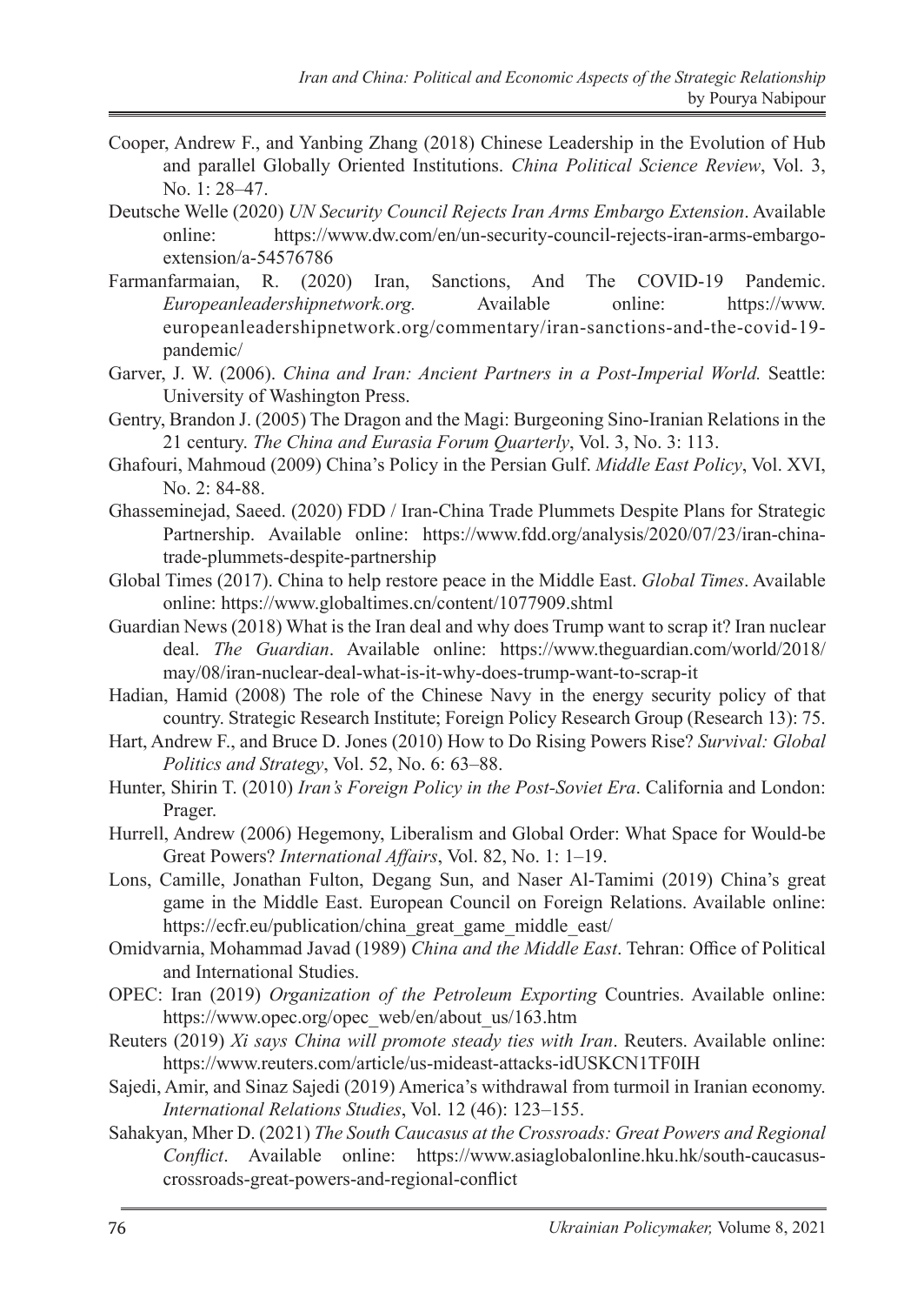Cooper, Andrew F., and Yanbing Zhang (2018) Chinese Leadership in the Evolution of Hub and parallel Globally Oriented Institutions. *China Political Science Review*, Vol. 3, No. 1: 28–47.

Deutsche Welle (2020) *UN Security Council Rejects Iran Arms Embargo Extension*. Available online: https://www.dw.com/en/un-security-council-rejects-iran-arms-embargo-extension/a-54576786

Farmanfarmaian, R. (2020) Iran, Sanctions, And The COVID-19 Pandemic. *Europeanleadershipnetwork.org.* Available online: https://www.europeanleadershipnetwork.org/commentary/iran-sanctions-and-the-covid-19-pandemic/

Garver, J. W. (2006). *China and Iran: Ancient Partners in a Post-Imperial World.* Seattle: University of Washington Press.

Gentry, Brandon J. (2005) The Dragon and the Magi: Burgeoning Sino-Iranian Relations in the 21 century. *The China and Eurasia Forum Quarterly*, Vol. 3, No. 3: 113.

Ghafouri, Mahmoud (2009) China's Policy in the Persian Gulf. *Middle East Policy*, Vol. XVI, No. 2: 84-88.

Ghasseminejad, Saeed. (2020) FDD / Iran-China Trade Plummets Despite Plans for Strategic Partnership. Available online: https://www.fdd.org/analysis/2020/07/23/iran-china-trade-plummets-despite-partnership

Global Times (2017). China to help restore peace in the Middle East. *Global Times*. Available online: https://www.globaltimes.cn/content/1077909.shtml

Guardian News (2018) What is the Iran deal and why does Trump want to scrap it? Iran nuclear deal. *The Guardian*. Available online: https://www.theguardian.com/world/2018/may/08/iran-nuclear-deal-what-is-it-why-does-trump-want-to-scrap-it

Hadian, Hamid (2008) The role of the Chinese Navy in the energy security policy of that country. Strategic Research Institute; Foreign Policy Research Group (Research 13): 75.

Hart, Andrew F., and Bruce D. Jones (2010) How to Do Rising Powers Rise? *Survival: Global Politics and Strategy*, Vol. 52, No. 6: 63–88.

Hunter, Shirin T. (2010) *Iran's Foreign Policy in the Post-Soviet Era*. California and London: Prager.

Hurrell, Andrew (2006) Hegemony, Liberalism and Global Order: What Space for Would-be Great Powers? *International Affairs*, Vol. 82, No. 1: 1–19.

Lons, Camille, Jonathan Fulton, Degang Sun, and Naser Al-Tamimi (2019) China's great game in the Middle East. European Council on Foreign Relations. Available online: https://ecfr.eu/publication/china_great_game_middle_east/

Omidvarnia, Mohammad Javad (1989) *China and the Middle East*. Tehran: Office of Political and International Studies.

OPEC: Iran (2019) *Organization of the Petroleum Exporting* Countries. Available online: https://www.opec.org/opec_web/en/about_us/163.htm

Reuters (2019) *Xi says China will promote steady ties with Iran*. Reuters. Available online: https://www.reuters.com/article/us-mideast-attacks-idUSKCN1TF0IH

Sajedi, Amir, and Sinaz Sajedi (2019) America's withdrawal from turmoil in Iranian economy. *International Relations Studies*, Vol. 12 (46): 123–155.

Sahakyan, Mher D. (2021) *The South Caucasus at the Crossroads: Great Powers and Regional Conflict*. Available online: https://www.asiaglobalonline.hku.hk/south-caucasus-crossroads-great-powers-and-regional-conflict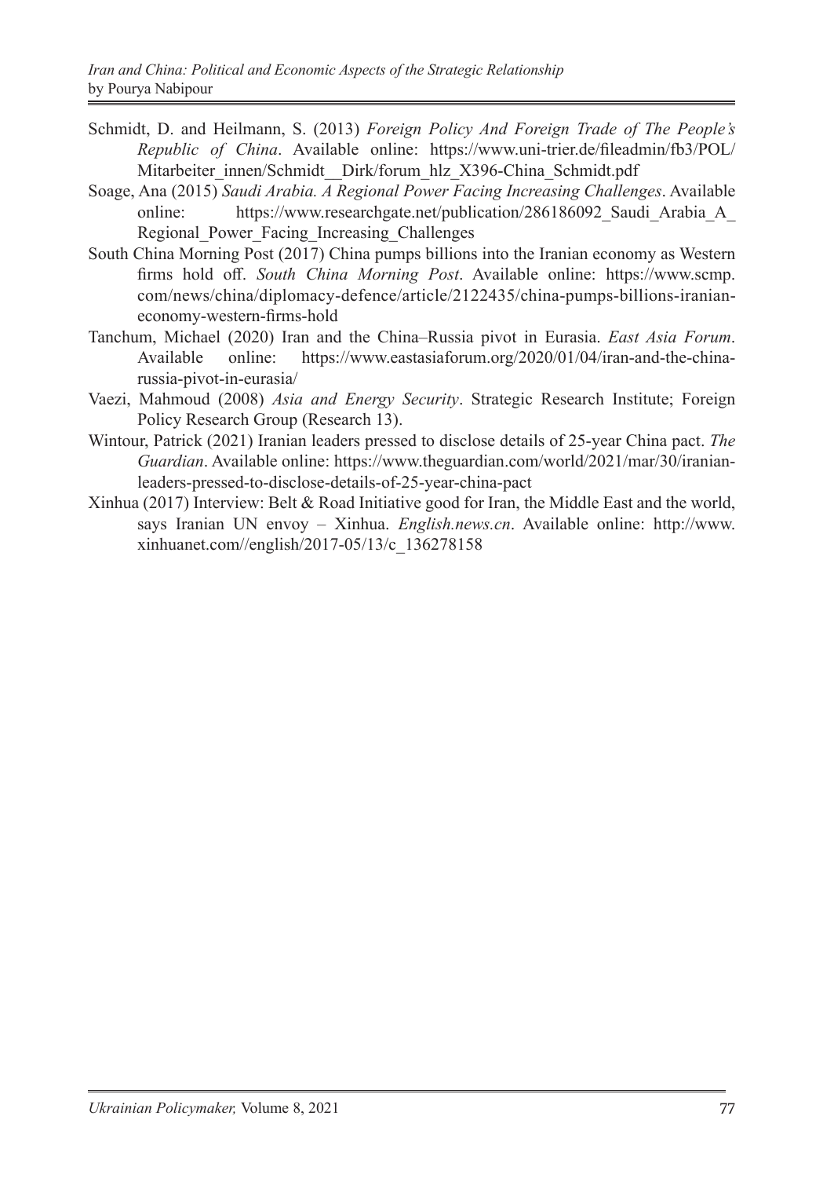Schmidt, D. and Heilmann, S. (2013) *Foreign Policy And Foreign Trade of The People's Republic of China*. Available online: https://www.uni-trier.de/fileadmin/fb3/POL/Mitarbeiter_innen/Schmidt__Dirk/forum_hlz_X396-China_Schmidt.pdf

Soage, Ana (2015) *Saudi Arabia. A Regional Power Facing Increasing Challenges*. Available online: https://www.researchgate.net/publication/286186092_Saudi_Arabia_A_Regional_Power_Facing_Increasing_Challenges

South China Morning Post (2017) China pumps billions into the Iranian economy as Western firms hold off. *South China Morning Post*. Available online: https://www.scmp.com/news/china/diplomacy-defence/article/2122435/china-pumps-billions-iranian-economy-western-firms-hold

Tanchum, Michael (2020) Iran and the China–Russia pivot in Eurasia. *East Asia Forum*. Available online: https://www.eastasiaforum.org/2020/01/04/iran-and-the-china-russia-pivot-in-eurasia/

Vaezi, Mahmoud (2008) *Asia and Energy Security*. Strategic Research Institute; Foreign Policy Research Group (Research 13).

Wintour, Patrick (2021) Iranian leaders pressed to disclose details of 25-year China pact. *The Guardian*. Available online: https://www.theguardian.com/world/2021/mar/30/iranian-leaders-pressed-to-disclose-details-of-25-year-china-pact

Xinhua (2017) Interview: Belt & Road Initiative good for Iran, the Middle East and the world, says Iranian UN envoy – Xinhua. *English.news.cn*. Available online: http://www.xinhuanet.com//english/2017-05/13/c_136278158